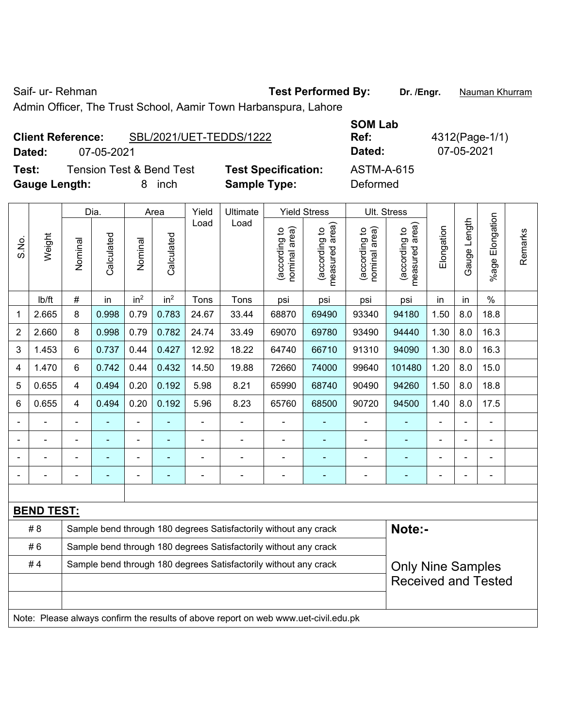Saif- ur- Rehman

Admin Officer, The Trust School, Aamir Town Harbanspura, Lahore

**Test Performed By:** Dr. /Engr. Nauman Khurram

**Client Reference:** SBL/2021/UET-TEDDS/1222

**Dated:** 07-05-2021

**SOM Lab Ref:** 4312(Page-1/1)

**Dated:** 07-05-2021

**Test:** Tension Test & Bend Test

**Test Specification:** ASTM-A-615

**Gauge Length:** 8 inch

**Sample Type:** Deformed

| S.No. | Weight | Dia. | | Area | | Yield Load | Ultimate Load | Yield Stress | | Ult. Stress | | Elongation | Gauge Length | %age Elongation | Remarks |
|---|---|---|---|---|---|---|---|---|---|---|---|---|---|---|---|
| | | Nominal | Calculated | Nominal | Calculated | | | (according to nominal area) | (according to measured area) | (according to nominal area) | (according to measured area) | | | | |
| | lb/ft | # | in | in² | in² | Tons | Tons | psi | psi | psi | psi | in | in | % | |
| 1 | 2.665 | 8 | 0.998 | 0.79 | 0.783 | 24.67 | 33.44 | 68870 | 69490 | 93340 | 94180 | 1.50 | 8.0 | 18.8 | |
| 2 | 2.660 | 8 | 0.998 | 0.79 | 0.782 | 24.74 | 33.49 | 69070 | 69780 | 93490 | 94440 | 1.30 | 8.0 | 16.3 | |
| 3 | 1.453 | 6 | 0.737 | 0.44 | 0.427 | 12.92 | 18.22 | 64740 | 66710 | 91310 | 94090 | 1.30 | 8.0 | 16.3 | |
| 4 | 1.470 | 6 | 0.742 | 0.44 | 0.432 | 14.50 | 19.88 | 72660 | 74000 | 99640 | 101480 | 1.20 | 8.0 | 15.0 | |
| 5 | 0.655 | 4 | 0.494 | 0.20 | 0.192 | 5.98 | 8.21 | 65990 | 68740 | 90490 | 94260 | 1.50 | 8.0 | 18.8 | |
| 6 | 0.655 | 4 | 0.494 | 0.20 | 0.192 | 5.96 | 8.23 | 65760 | 68500 | 90720 | 94500 | 1.40 | 8.0 | 17.5 | |
| - | - | - | - | - | - | - | - | - | - | - | - | - | - | - | |
| - | - | - | - | - | - | - | - | - | - | - | - | - | - | - | |
| - | - | - | - | - | - | - | - | - | - | - | - | - | - | - | |
| - | - | - | - | - | - | - | - | - | - | - | - | - | - | - | |

**BEND TEST:**

| | |
|---|---|
| # 8 | Sample bend through 180 degrees Satisfactorily without any crack |
| # 6 | Sample bend through 180 degrees Satisfactorily without any crack |
| # 4 | Sample bend through 180 degrees Satisfactorily without any crack |

**Note:-**

Only Nine Samples Received and Tested

Note: Please always confirm the results of above report on web www.uet-civil.edu.pk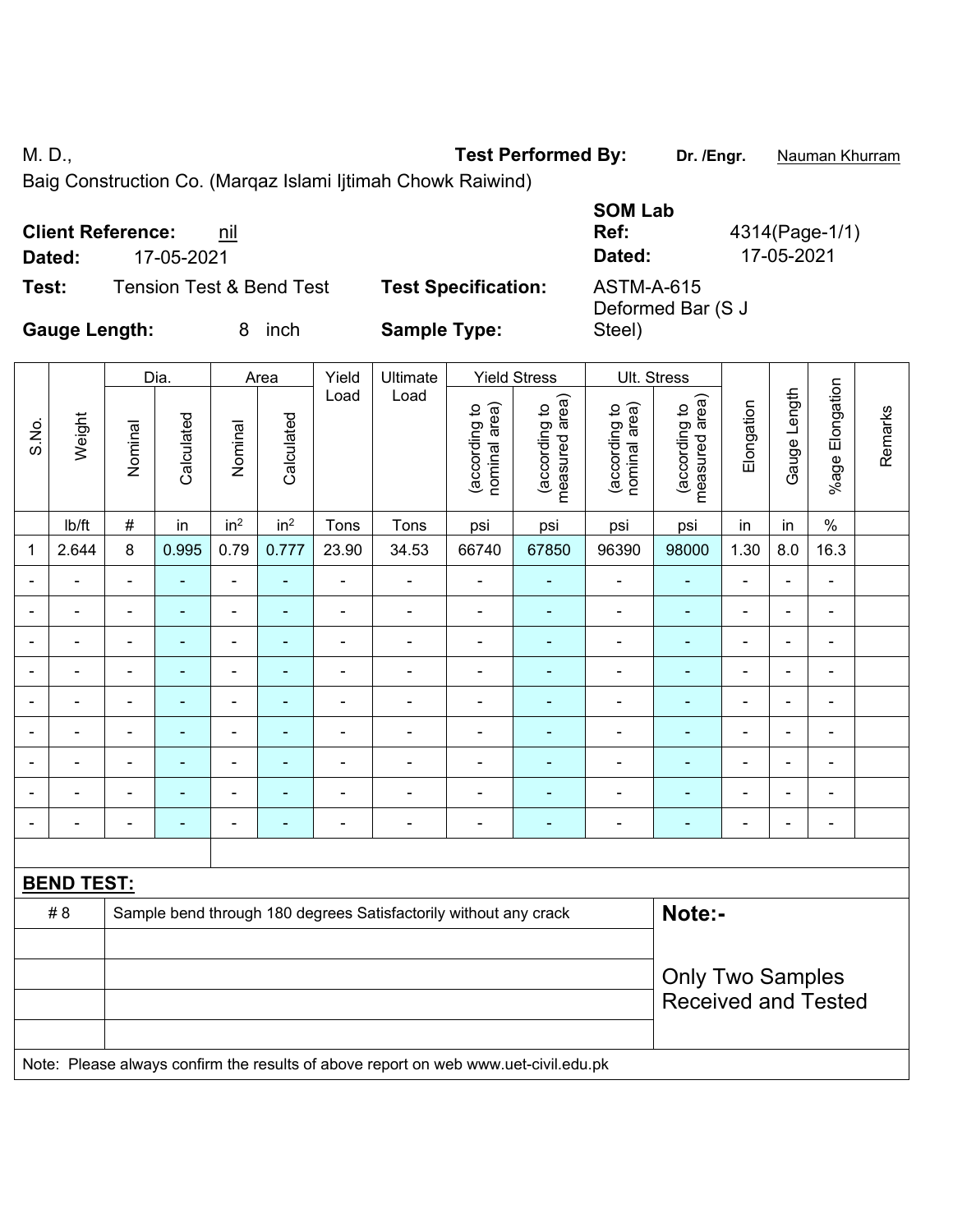M. D.,

Baig Construction Co. (Marqaz Islami Ijtimah Chowk Raiwind)

**Test Performed By:** **Dr. /Engr.** Nauman Khurram

**Client Reference:** nil

**Dated:** 17-05-2021

**SOM Lab Ref:** 4314(Page-1/1)

**Dated:** 17-05-2021

**Test:** Tension Test & Bend Test

**Test Specification:** ASTM-A-615

**Gauge Length:** 8 inch

**Sample Type:** Deformed Bar (S J Steel)

| S.No. | Weight | Dia. | | Area | | Yield Load | Ultimate Load | Yield Stress | | Ult. Stress | | Elongation | Gauge Length | %age Elongation | Remarks |
|---|---|---|---|---|---|---|---|---|---|---|---|---|---|---|---|
| | | Nominal | Calculated | Nominal | Calculated | | | (according to nominal area) | (according to measured area) | (according to nominal area) | (according to measured area) | | | | |
| | lb/ft | # | in | in$^2$ | in$^2$ | Tons | Tons | psi | psi | psi | psi | in | in | % | |
| 1 | 2.644 | 8 | 0.995 | 0.79 | 0.777 | 23.90 | 34.53 | 66740 | 67850 | 96390 | 98000 | 1.30 | 8.0 | 16.3 | |
| - | - | - | - | - | - | - | - | - | - | - | - | - | - | - | |
| - | - | - | - | - | - | - | - | - | - | - | - | - | - | - | |
| - | - | - | - | - | - | - | - | - | - | - | - | - | - | - | |
| - | - | - | - | - | - | - | - | - | - | - | - | - | - | - | |
| - | - | - | - | - | - | - | - | - | - | - | - | - | - | - | |
| - | - | - | - | - | - | - | - | - | - | - | - | - | - | - | |
| - | - | - | - | - | - | - | - | - | - | - | - | - | - | - | |
| - | - | - | - | - | - | - | - | - | - | - | - | - | - | - | |
| - | - | - | - | - | - | - | - | - | - | - | - | - | - | - | |

**BEND TEST:**

| | |
|---|---|
| # 8 | Sample bend through 180 degrees Satisfactorily without any crack |

**Note:-**

Only Two Samples Received and Tested

Note: Please always confirm the results of above report on web www.uet-civil.edu.pk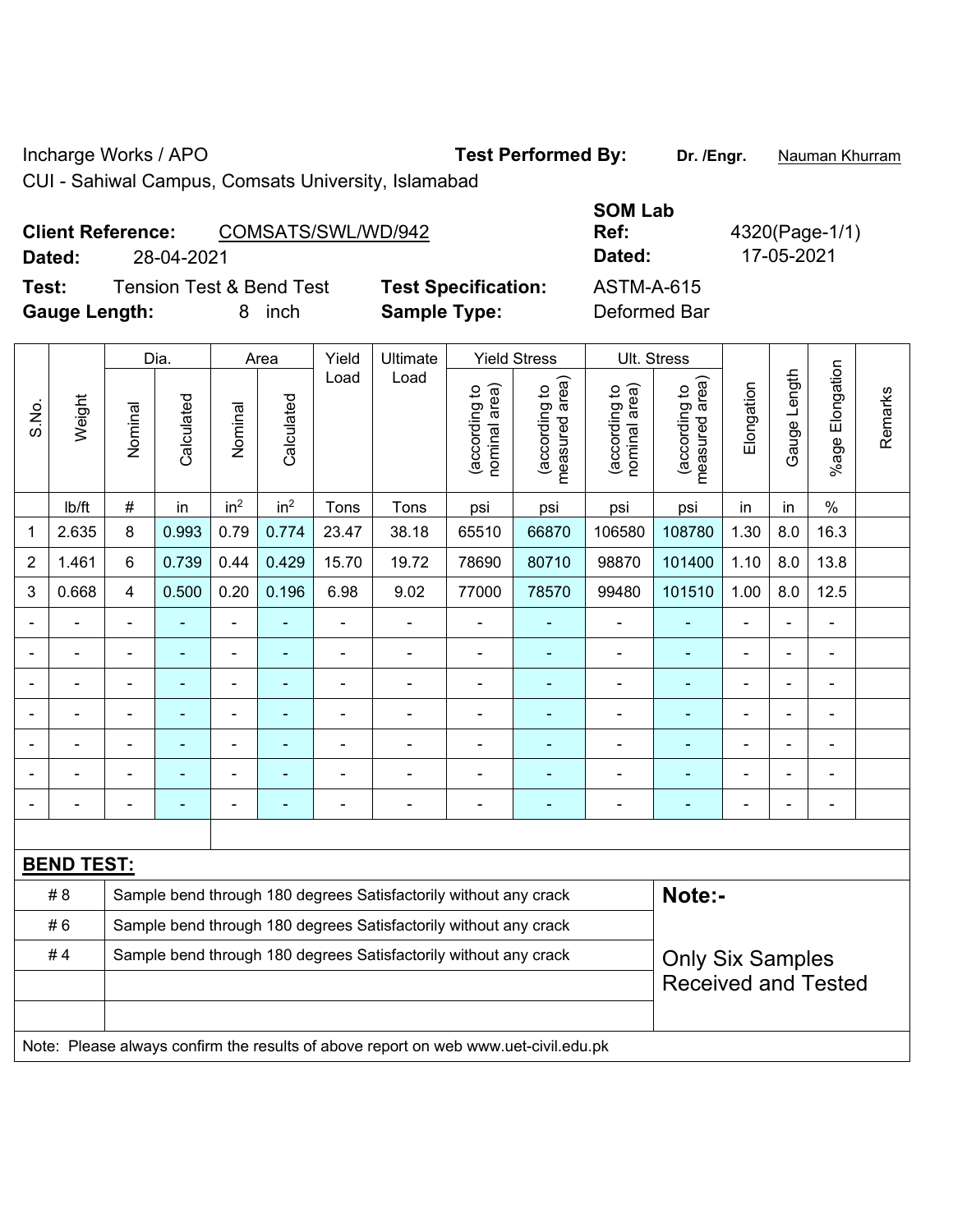Incharge Works / APO

CUI - Sahiwal Campus, Comsats University, Islamabad

**Test Performed By:** **Dr. /Engr.** Nauman Khurram

**Client Reference:** COMSATS/SWL/WD/942

**Dated:** 28-04-2021

**SOM Lab Ref:** 4320(Page-1/1)

**Dated:** 17-05-2021

**Test:** Tension Test & Bend Test

**Test Specification:** ASTM-A-615

**Gauge Length:** 8 inch

**Sample Type:** Deformed Bar

| S.No. | Weight | Dia. | | Area | | Yield Load | Ultimate Load | Yield Stress | | Ult. Stress | | Elongation | Gauge Length | %age Elongation | Remarks |
|---|---|---|---|---|---|---|---|---|---|---|---|---|---|---|---|
| | | Nominal | Calculated | Nominal | Calculated | | | (according to nominal area) | (according to measured area) | (according to nominal area) | (according to measured area) | | | | |
| | lb/ft | # | in | $in^2$ | $in^2$ | Tons | Tons | psi | psi | psi | psi | in | in | % | |
| 1 | 2.635 | 8 | 0.993 | 0.79 | 0.774 | 23.47 | 38.18 | 65510 | 66870 | 106580 | 108780 | 1.30 | 8.0 | 16.3 | |
| 2 | 1.461 | 6 | 0.739 | 0.44 | 0.429 | 15.70 | 19.72 | 78690 | 80710 | 98870 | 101400 | 1.10 | 8.0 | 13.8 | |
| 3 | 0.668 | 4 | 0.500 | 0.20 | 0.196 | 6.98 | 9.02 | 77000 | 78570 | 99480 | 101510 | 1.00 | 8.0 | 12.5 | |
| - | - | - | - | - | - | - | - | - | - | - | - | - | - | - | |
| - | - | - | - | - | - | - | - | - | - | - | - | - | - | - | |
| - | - | - | - | - | - | - | - | - | - | - | - | - | - | - | |
| - | - | - | - | - | - | - | - | - | - | - | - | - | - | - | |
| - | - | - | - | - | - | - | - | - | - | - | - | - | - | - | |
| - | - | - | - | - | - | - | - | - | - | - | - | - | - | - | |
| - | - | - | - | - | - | - | - | - | - | - | - | - | - | - | |

**BEND TEST:**

| | | |
|---|---|---|
| # 8 | Sample bend through 180 degrees Satisfactorily without any crack | **Note:-** |
| # 6 | Sample bend through 180 degrees Satisfactorily without any crack | |
| # 4 | Sample bend through 180 degrees Satisfactorily without any crack | Only Six Samples Received and Tested |
| | | |
| | | |

Note: Please always confirm the results of above report on web www.uet-civil.edu.pk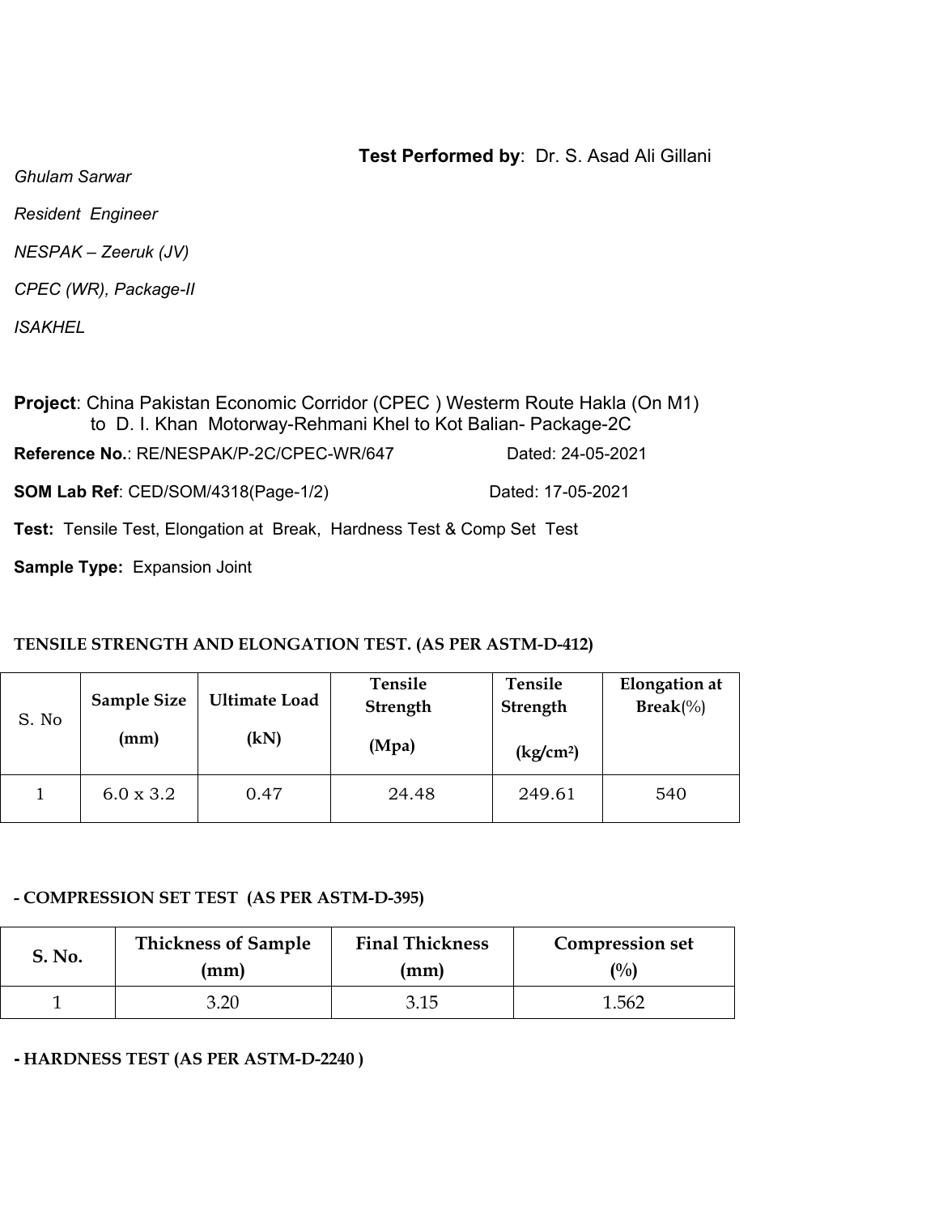**Test Performed by**: Dr. S. Asad Ali Gillani

*Ghulam Sarwar*

*Resident Engineer*

*NESPAK – Zeeruk (JV)*

*CPEC (WR), Package-II*

*ISAKHEL*

**Project**: China Pakistan Economic Corridor (CPEC ) Westerm Route Hakla (On M1) to D. I. Khan Motorway-Rehmani Khel to Kot Balian- Package-2C

**Reference No.**: RE/NESPAK/P-2C/CPEC-WR/647 Dated: 24-05-2021

**SOM Lab Ref**: CED/SOM/4318(Page-1/2) Dated: 17-05-2021

**Test:** Tensile Test, Elongation at Break, Hardness Test & Comp Set Test

**Sample Type:** Expansion Joint

**TENSILE STRENGTH AND ELONGATION TEST. (AS PER ASTM-D-412)**

| S. No | Sample Size (mm) | Ultimate Load (kN) | Tensile Strength (Mpa) | Tensile Strength ($kg/cm^2$) | Elongation at Break(%) |
|---|---|---|---|---|---|
| 1 | 6.0 x 3.2 | 0.47 | 24.48 | 249.61 | 540 |

**- COMPRESSION SET TEST (AS PER ASTM-D-395)**

| S. No. | Thickness of Sample (mm) | Final Thickness (mm) | Compression set (%) |
|---|---|---|---|
| 1 | 3.20 | 3.15 | 1.562 |

**- HARDNESS TEST (AS PER ASTM-D-2240 )**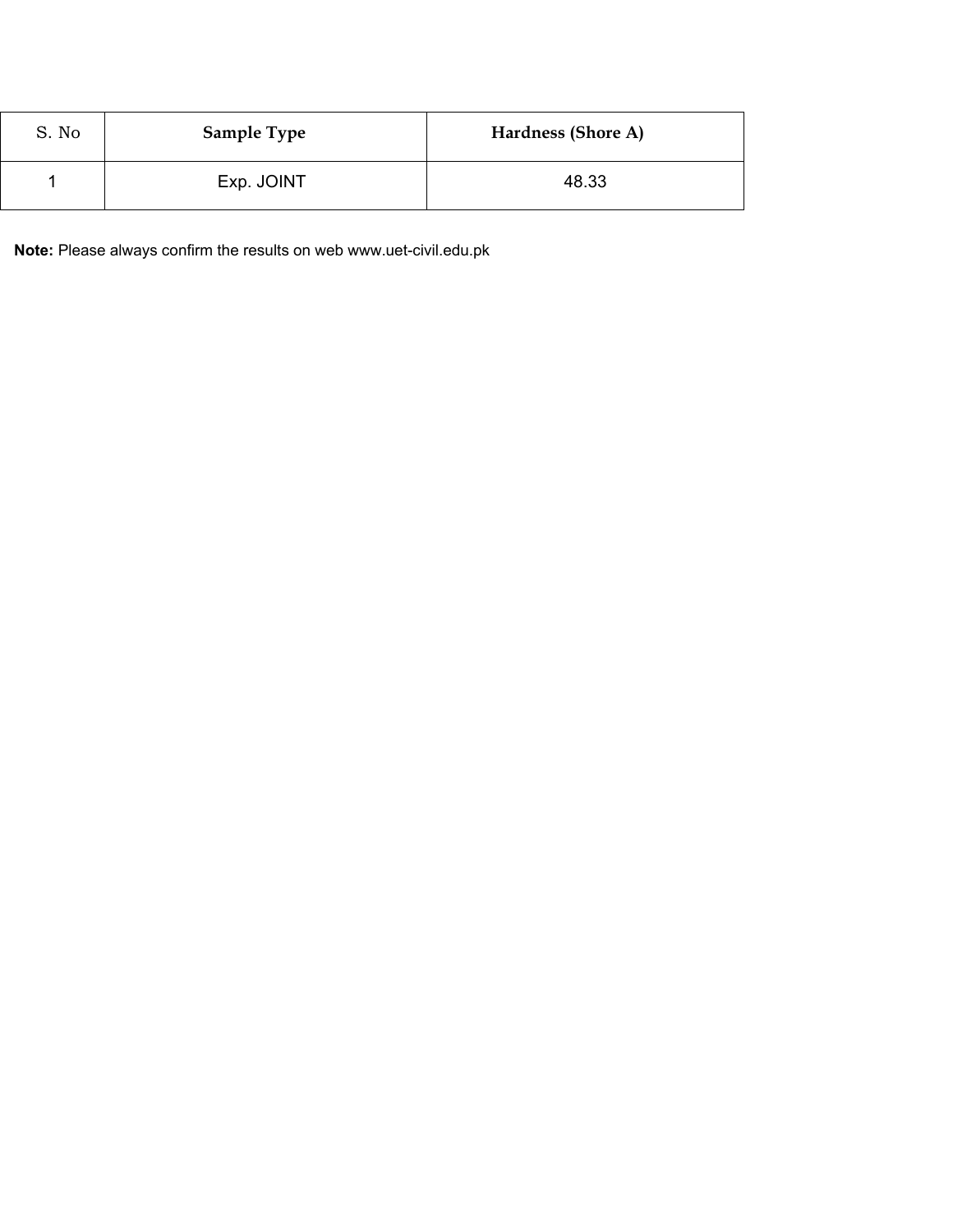| S. No | Sample Type | Hardness (Shore A) |
| --- | --- | --- |
| 1 | Exp. JOINT | 48.33 |

**Note:** Please always confirm the results on web www.uet-civil.edu.pk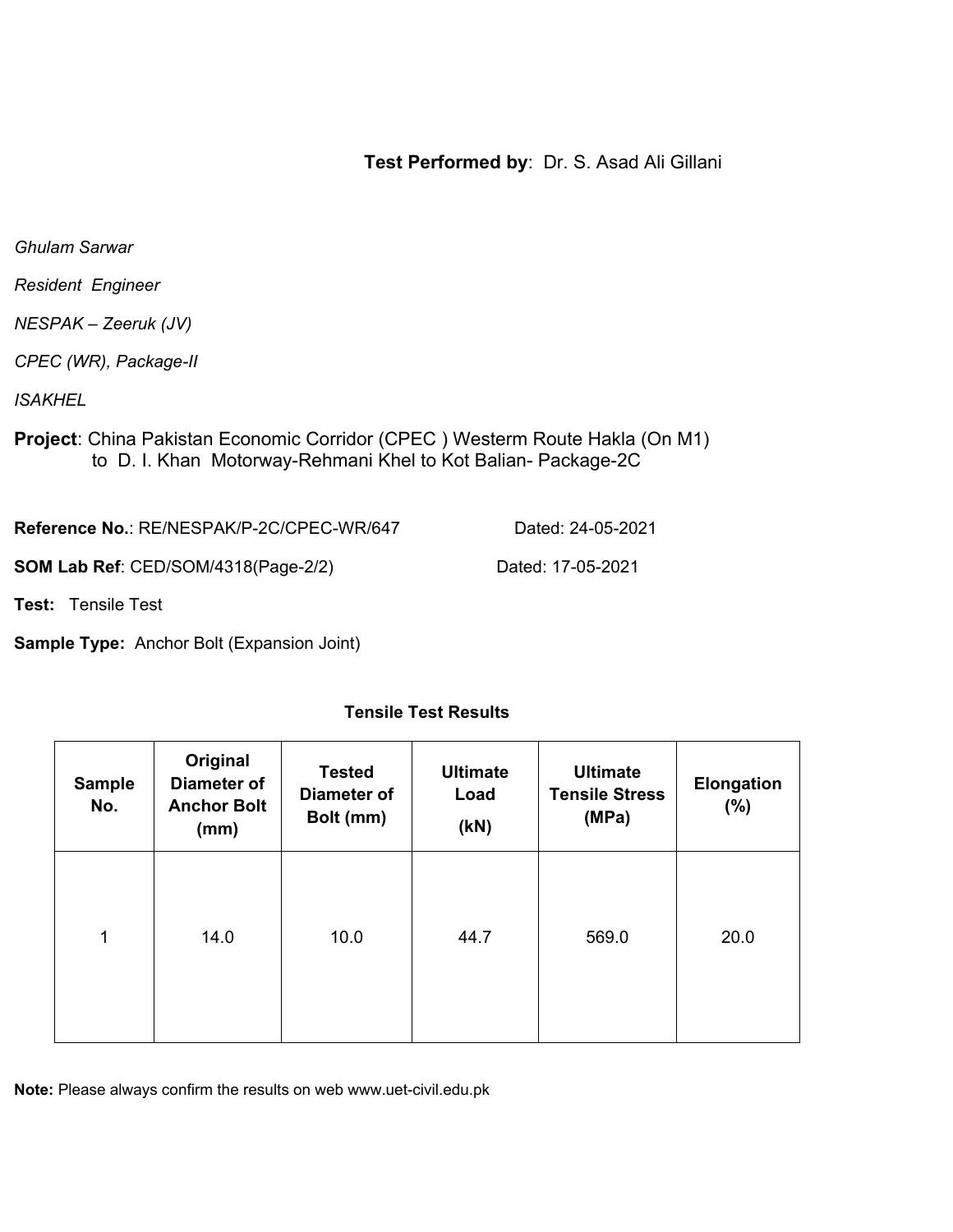**Test Performed by**: Dr. S. Asad Ali Gillani

*Ghulam Sarwar*

*Resident Engineer*

*NESPAK – Zeeruk (JV)*

*CPEC (WR), Package-II*

*ISAKHEL*

**Project**: China Pakistan Economic Corridor (CPEC ) Westerm Route Hakla (On M1) to D. I. Khan Motorway-Rehmani Khel to Kot Balian- Package-2C

**Reference No.**: RE/NESPAK/P-2C/CPEC-WR/647 Dated: 24-05-2021

**SOM Lab Ref**: CED/SOM/4318(Page-2/2) Dated: 17-05-2021

**Test:** Tensile Test

**Sample Type:** Anchor Bolt (Expansion Joint)

**Tensile Test Results**

| Sample No. | Original Diameter of Anchor Bolt (mm) | Tested Diameter of Bolt (mm) | Ultimate Load (kN) | Ultimate Tensile Stress (MPa) | Elongation (%) |
|---|---|---|---|---|---|
| 1 | 14.0 | 10.0 | 44.7 | 569.0 | 20.0 |

**Note:** Please always confirm the results on web www.uet-civil.edu.pk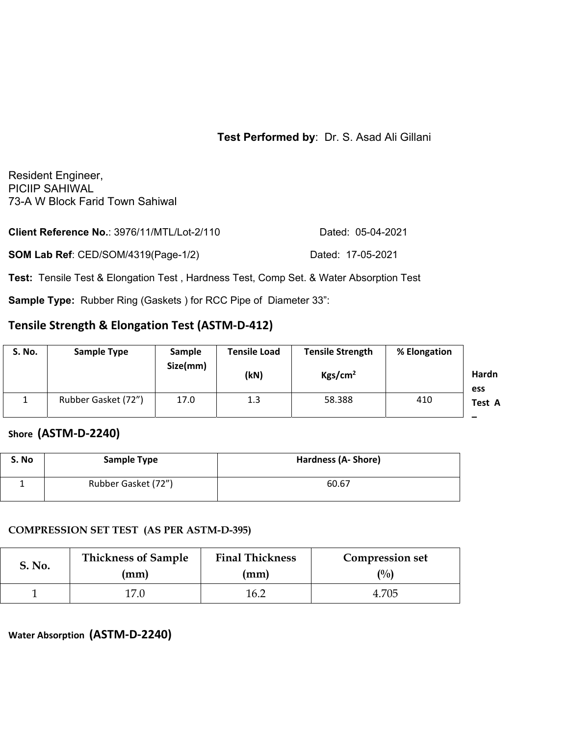**Test Performed by**: Dr. S. Asad Ali Gillani

Resident Engineer,
PICIIP SAHIWAL
73-A W Block Farid Town Sahiwal

**Client Reference No.**: 3976/11/MTL/Lot-2/110 Dated: 05-04-2021

**SOM Lab Ref**: CED/SOM/4319(Page-1/2) Dated: 17-05-2021

**Test:** Tensile Test & Elongation Test , Hardness Test, Comp Set. & Water Absorption Test

**Sample Type:** Rubber Ring (Gaskets ) for RCC Pipe of Diameter 33":

## Tensile Strength & Elongation Test (ASTM-D-412)

| S. No. | Sample Type | Sample Size(mm) | Tensile Load (kN) | Tensile Strength Kgs/cm$^2$ | % Elongation |
|---|---|---|---|---|---|
| 1 | Rubber Gasket (72") | 17.0 | 1.3 | 58.388 | 410 |

## Hardness Test A – Shore (ASTM-D-2240)

| S. No | Sample Type | Hardness (A- Shore) |
|---|---|---|
| 1 | Rubber Gasket (72") | 60.67 |

## COMPRESSION SET TEST (AS PER ASTM-D-395)

| S. No. | Thickness of Sample (mm) | Final Thickness (mm) | Compression set (%) |
|---|---|---|---|
| 1 | 17.0 | 16.2 | 4.705 |

## Water Absorption (ASTM-D-2240)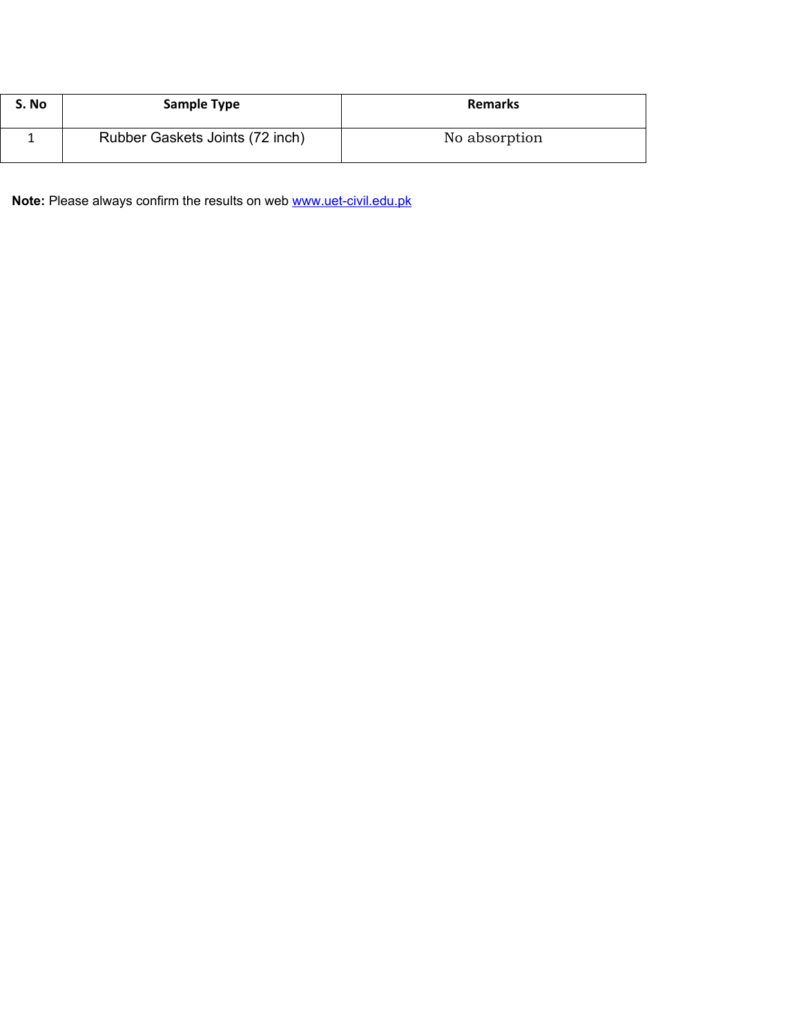| S. No | Sample Type | Remarks |
|---|---|---|
| 1 | Rubber Gaskets Joints (72 inch) | No absorption |

**Note:** Please always confirm the results on web [www.uet-civil.edu.pk](www.uet-civil.edu.pk)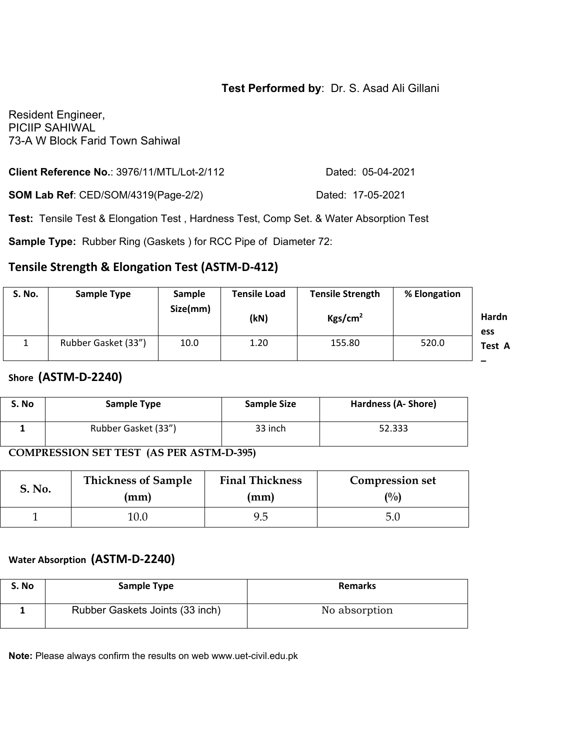**Test Performed by**: Dr. S. Asad Ali Gillani

Resident Engineer,
PICIIP SAHIWAL
73-A W Block Farid Town Sahiwal

**Client Reference No.**: 3976/11/MTL/Lot-2/112 Dated: 05-04-2021

**SOM Lab Ref**: CED/SOM/4319(Page-2/2) Dated: 17-05-2021

**Test:** Tensile Test & Elongation Test , Hardness Test, Comp Set. & Water Absorption Test

**Sample Type:** Rubber Ring (Gaskets ) for RCC Pipe of Diameter 72:

## Tensile Strength & Elongation Test (ASTM-D-412)

| S. No. | Sample Type | Sample Size(mm) | Tensile Load (kN) | Tensile Strength Kgs/cm$^2$ | % Elongation |
|---|---|---|---|---|---|
| 1 | Rubber Gasket (33”) | 10.0 | 1.20 | 155.80 | 520.0 |

## Hardness Test A – Shore (ASTM-D-2240)

| S. No | Sample Type | Sample Size | Hardness (A- Shore) |
|---|---|---|---|
| **1** | Rubber Gasket (33”) | 33 inch | 52.333 |

**COMPRESSION SET TEST (AS PER ASTM-D-395)**

| S. No. | Thickness of Sample (mm) | Final Thickness (mm) | Compression set (%) |
|---|---|---|---|
| 1 | 10.0 | 9.5 | 5.0 |

## Water Absorption (ASTM-D-2240)

| S. No | Sample Type | Remarks |
|---|---|---|
| **1** | Rubber Gaskets Joints (33 inch) | No absorption |

**Note:** Please always confirm the results on web www.uet-civil.edu.pk